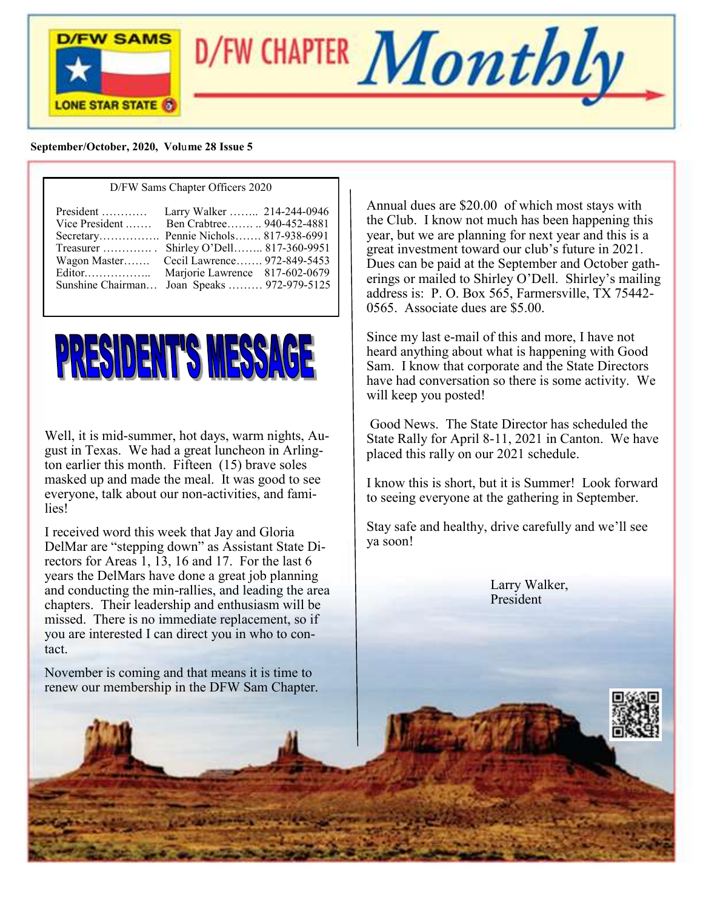# D/FW CHAPTER *Monthly*

D/FW SAMS LONE STAR STATE

**September/October, 2020, Volume 28 Issue 5**

D/FW Sams Chapter Officers 2020

| Office | Name | Phone |
|---|---|---|
| President ………… | Larry Walker …….. | 214-244-0946 |
| Vice President ……. | Ben Crabtree……. .. | 940-452-4881 |
| Secretary……………. | Pennie Nichols……. | 817-938-6991 |
| Treasurer …………. . | Shirley O'Dell…….. | 817-360-9951 |
| Wagon Master……. | Cecil Lawrence……. | 972-849-5453 |
| Editor…………….. | Marjorie Lawrence | 817-602-0679 |
| Sunshine Chairman… | Joan Speaks ……… | 972-979-5125 |

## PRESIDENT'S MESSAGE

Well, it is mid-summer, hot days, warm nights, August in Texas. We had a great luncheon in Arlington earlier this month. Fifteen (15) brave soles masked up and made the meal. It was good to see everyone, talk about our non-activities, and families!

I received word this week that Jay and Gloria DelMar are "stepping down" as Assistant State Directors for Areas 1, 13, 16 and 17. For the last 6 years the DelMars have done a great job planning and conducting the min-rallies, and leading the area chapters. Their leadership and enthusiasm will be missed. There is no immediate replacement, so if you are interested I can direct you in who to contact.

November is coming and that means it is time to renew our membership in the DFW Sam Chapter. Annual dues are $20.00 of which most stays with the Club. I know not much has been happening this year, but we are planning for next year and this is a great investment toward our club's future in 2021. Dues can be paid at the September and October gatherings or mailed to Shirley O'Dell. Shirley's mailing address is: P. O. Box 565, Farmersville, TX 75442-0565. Associate dues are $5.00.

Since my last e-mail of this and more, I have not heard anything about what is happening with Good Sam. I know that corporate and the State Directors have had conversation so there is some activity. We will keep you posted!

Good News. The State Director has scheduled the State Rally for April 8-11, 2021 in Canton. We have placed this rally on our 2021 schedule.

I know this is short, but it is Summer! Look forward to seeing everyone at the gathering in September.

Stay safe and healthy, drive carefully and we'll see ya soon!

Larry Walker,
President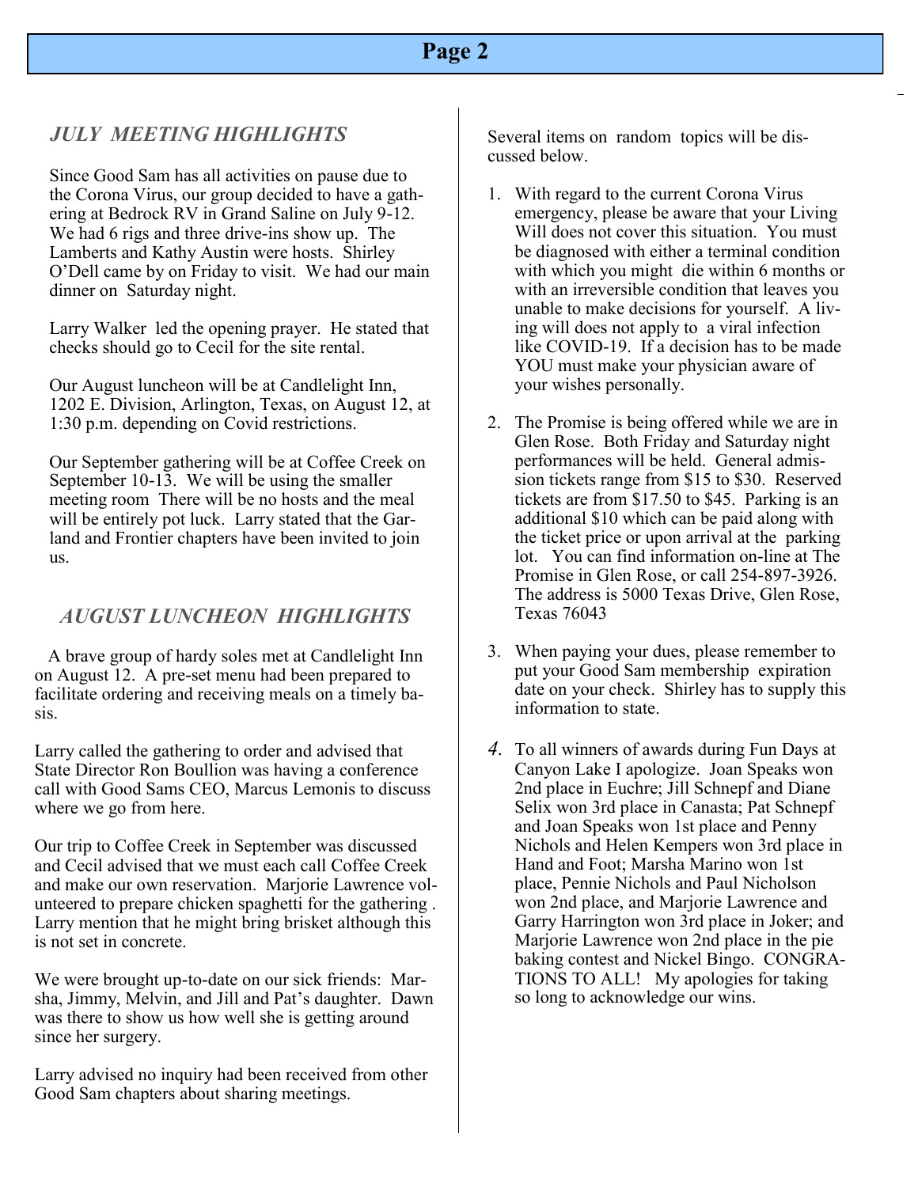## *JULY MEETING HIGHLIGHTS*

Since Good Sam has all activities on pause due to the Corona Virus, our group decided to have a gathering at Bedrock RV in Grand Saline on July 9-12. We had 6 rigs and three drive-ins show up. The Lamberts and Kathy Austin were hosts. Shirley O'Dell came by on Friday to visit. We had our main dinner on Saturday night.

Larry Walker led the opening prayer. He stated that checks should go to Cecil for the site rental.

Our August luncheon will be at Candlelight Inn, 1202 E. Division, Arlington, Texas, on August 12, at 1:30 p.m. depending on Covid restrictions.

Our September gathering will be at Coffee Creek on September 10-13. We will be using the smaller meeting room There will be no hosts and the meal will be entirely pot luck. Larry stated that the Garland and Frontier chapters have been invited to join us.

## *AUGUST LUNCHEON HIGHLIGHTS*

A brave group of hardy soles met at Candlelight Inn on August 12. A pre-set menu had been prepared to facilitate ordering and receiving meals on a timely basis.

Larry called the gathering to order and advised that State Director Ron Boullion was having a conference call with Good Sams CEO, Marcus Lemonis to discuss where we go from here.

Our trip to Coffee Creek in September was discussed and Cecil advised that we must each call Coffee Creek and make our own reservation. Marjorie Lawrence volunteered to prepare chicken spaghetti for the gathering . Larry mention that he might bring brisket although this is not set in concrete.

We were brought up-to-date on our sick friends: Marsha, Jimmy, Melvin, and Jill and Pat's daughter. Dawn was there to show us how well she is getting around since her surgery.

Larry advised no inquiry had been received from other Good Sam chapters about sharing meetings.

Several items on random topics will be discussed below.

1. With regard to the current Corona Virus emergency, please be aware that your Living Will does not cover this situation. You must be diagnosed with either a terminal condition with which you might die within 6 months or with an irreversible condition that leaves you unable to make decisions for yourself. A living will does not apply to a viral infection like COVID-19. If a decision has to be made YOU must make your physician aware of your wishes personally.

2. The Promise is being offered while we are in Glen Rose. Both Friday and Saturday night performances will be held. General admission tickets range from $15 to $30. Reserved tickets are from $17.50 to $45. Parking is an additional $10 which can be paid along with the ticket price or upon arrival at the parking lot. You can find information on-line at The Promise in Glen Rose, or call 254-897-3926. The address is 5000 Texas Drive, Glen Rose, Texas 76043

3. When paying your dues, please remember to put your Good Sam membership expiration date on your check. Shirley has to supply this information to state.

4. To all winners of awards during Fun Days at Canyon Lake I apologize. Joan Speaks won 2nd place in Euchre; Jill Schnepf and Diane Selix won 3rd place in Canasta; Pat Schnepf and Joan Speaks won 1st place and Penny Nichols and Helen Kempers won 3rd place in Hand and Foot; Marsha Marino won 1st place, Pennie Nichols and Paul Nicholson won 2nd place, and Marjorie Lawrence and Garry Harrington won 3rd place in Joker; and Marjorie Lawrence won 2nd place in the pie baking contest and Nickel Bingo. CONGRATIONS TO ALL! My apologies for taking so long to acknowledge our wins.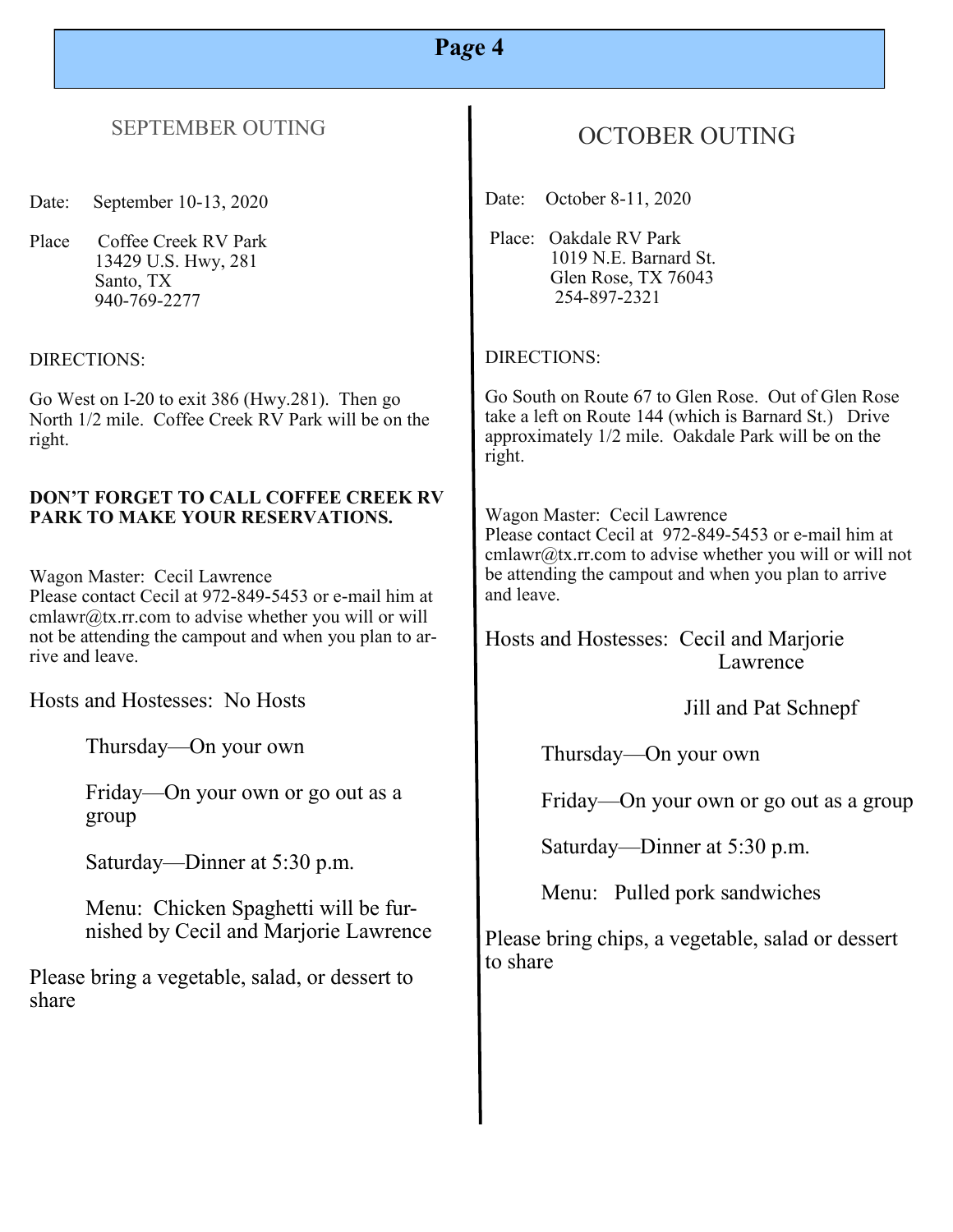## SEPTEMBER OUTING

Date: September 10-13, 2020

Place: Coffee Creek RV Park
13429 U.S. Hwy, 281
Santo, TX
940-769-2277

DIRECTIONS:

Go West on I-20 to exit 386 (Hwy.281). Then go North 1/2 mile. Coffee Creek RV Park will be on the right.

**DON'T FORGET TO CALL COFFEE CREEK RV PARK TO MAKE YOUR RESERVATIONS.**

Wagon Master: Cecil Lawrence
Please contact Cecil at 972-849-5453 or e-mail him at cmlawr@tx.rr.com to advise whether you will or will not be attending the campout and when you plan to arrive and leave.

Hosts and Hostesses: No Hosts

Thursday—On your own

Friday—On your own or go out as a group

Saturday—Dinner at 5:30 p.m.

Menu: Chicken Spaghetti will be furnished by Cecil and Marjorie Lawrence

Please bring a vegetable, salad, or dessert to share

## OCTOBER OUTING

Date: October 8-11, 2020

Place: Oakdale RV Park
1019 N.E. Barnard St.
Glen Rose, TX 76043
254-897-2321

DIRECTIONS:

Go South on Route 67 to Glen Rose. Out of Glen Rose take a left on Route 144 (which is Barnard St.) Drive approximately 1/2 mile. Oakdale Park will be on the right.

Wagon Master: Cecil Lawrence
Please contact Cecil at 972-849-5453 or e-mail him at cmlawr@tx.rr.com to advise whether you will or will not be attending the campout and when you plan to arrive and leave.

Hosts and Hostesses: Cecil and Marjorie Lawrence

Jill and Pat Schnepf

Thursday—On your own

Friday—On your own or go out as a group

Saturday—Dinner at 5:30 p.m.

Menu: Pulled pork sandwiches

Please bring chips, a vegetable, salad or dessert to share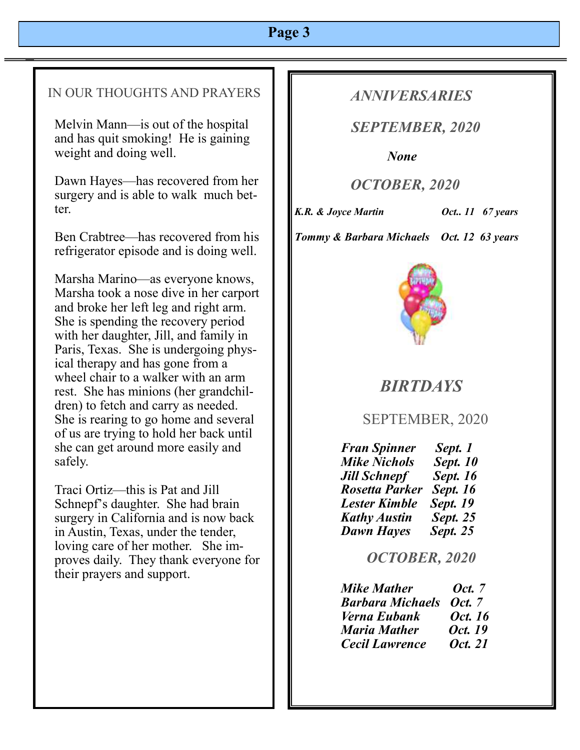## IN OUR THOUGHTS AND PRAYERS

Melvin Mann—is out of the hospital and has quit smoking! He is gaining weight and doing well.

Dawn Hayes—has recovered from her surgery and is able to walk much better.

Ben Crabtree—has recovered from his refrigerator episode and is doing well.

Marsha Marino—as everyone knows, Marsha took a nose dive in her carport and broke her left leg and right arm. She is spending the recovery period with her daughter, Jill, and family in Paris, Texas. She is undergoing physical therapy and has gone from a wheel chair to a walker with an arm rest. She has minions (her grandchildren) to fetch and carry as needed. She is rearing to go home and several of us are trying to hold her back until she can get around more easily and safely.

Traci Ortiz—this is Pat and Jill Schnepf's daughter. She had brain surgery in California and is now back in Austin, Texas, under the tender, loving care of her mother. She improves daily. They thank everyone for their prayers and support.

## *ANNIVERSARIES*

### *SEPTEMBER, 2020*

***None***

### *OCTOBER, 2020*

| | | |
|---|---|---|
| ***K.R. & Joyce Martin*** | ***Oct.. 11*** | ***67 years*** |
| ***Tommy & Barbara Michaels*** | ***Oct. 12*** | ***63 years*** |

## *BIRTDAYS*

### SEPTEMBER, 2020

| | |
|---|---|
| ***Fran Spinner*** | ***Sept. 1*** |
| ***Mike Nichols*** | ***Sept. 10*** |
| ***Jill Schnepf*** | ***Sept. 16*** |
| ***Rosetta Parker*** | ***Sept. 16*** |
| ***Lester Kimble*** | ***Sept. 19*** |
| ***Kathy Austin*** | ***Sept. 25*** |
| ***Dawn Hayes*** | ***Sept. 25*** |

### *OCTOBER, 2020*

| | |
|---|---|
| ***Mike Mather*** | ***Oct. 7*** |
| ***Barbara Michaels*** | ***Oct. 7*** |
| ***Verna Eubank*** | ***Oct. 16*** |
| ***Maria Mather*** | ***Oct. 19*** |
| ***Cecil Lawrence*** | ***Oct. 21*** |